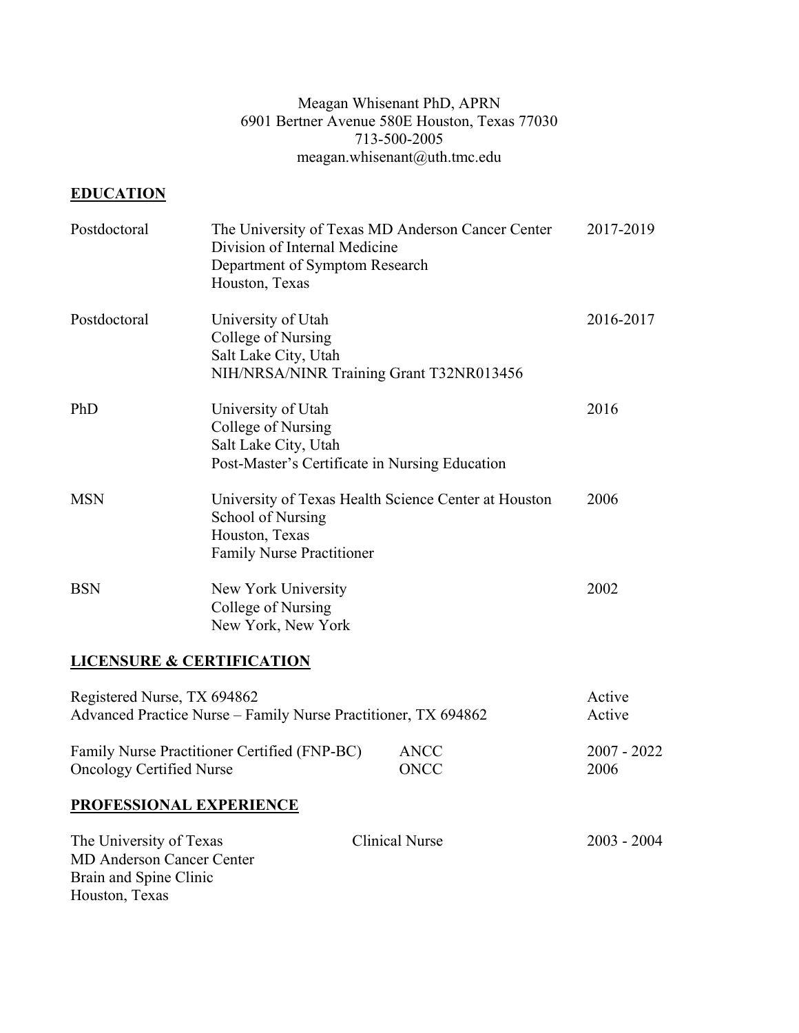Meagan Whisenant PhD, APRN
6901 Bertner Avenue 580E Houston, Texas 77030
713-500-2005
meagan.whisenant@uth.tmc.edu

## EDUCATION

| | | |
|---|---|---|
| Postdoctoral | The University of Texas MD Anderson Cancer Center<br>Division of Internal Medicine<br>Department of Symptom Research<br>Houston, Texas | 2017-2019 |
| Postdoctoral | University of Utah<br>College of Nursing<br>Salt Lake City, Utah<br>NIH/NRSA/NINR Training Grant T32NR013456 | 2016-2017 |
| PhD | University of Utah<br>College of Nursing<br>Salt Lake City, Utah<br>Post-Master's Certificate in Nursing Education | 2016 |
| MSN | University of Texas Health Science Center at Houston<br>School of Nursing<br>Houston, Texas<br>Family Nurse Practitioner | 2006 |
| BSN | New York University<br>College of Nursing<br>New York, New York | 2002 |

## LICENSURE & CERTIFICATION

| | | |
|---|---|---|
| Registered Nurse, TX 694862 | | Active |
| Advanced Practice Nurse – Family Nurse Practitioner, TX 694862 | | Active |
| Family Nurse Practitioner Certified (FNP-BC) | ANCC | 2007 - 2022 |
| Oncology Certified Nurse | ONCC | 2006 |

## PROFESSIONAL EXPERIENCE

| | | |
|---|---|---|
| The University of Texas<br>MD Anderson Cancer Center<br>Brain and Spine Clinic<br>Houston, Texas | Clinical Nurse | 2003 - 2004 |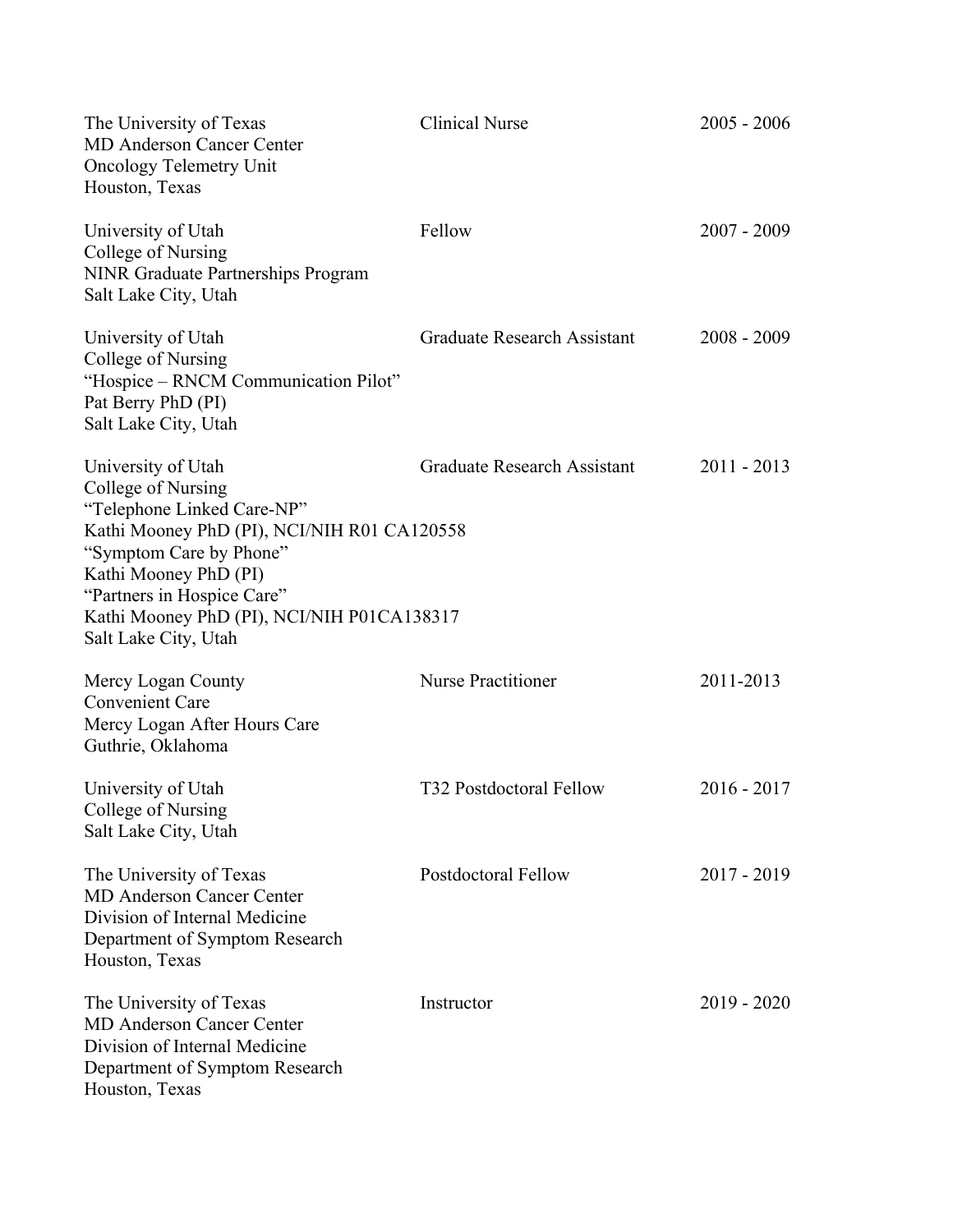| | | |
|---|---|---|
| The University of Texas<br>MD Anderson Cancer Center<br>Oncology Telemetry Unit<br>Houston, Texas | Clinical Nurse | 2005 - 2006 |
| University of Utah<br>College of Nursing<br>NINR Graduate Partnerships Program<br>Salt Lake City, Utah | Fellow | 2007 - 2009 |
| University of Utah<br>College of Nursing<br>"Hospice – RNCM Communication Pilot"<br>Pat Berry PhD (PI)<br>Salt Lake City, Utah | Graduate Research Assistant | 2008 - 2009 |
| University of Utah<br>College of Nursing<br>"Telephone Linked Care-NP"<br>Kathi Mooney PhD (PI), NCI/NIH R01 CA120558<br>"Symptom Care by Phone"<br>Kathi Mooney PhD (PI)<br>"Partners in Hospice Care"<br>Kathi Mooney PhD (PI), NCI/NIH P01CA138317<br>Salt Lake City, Utah | Graduate Research Assistant | 2011 - 2013 |
| Mercy Logan County<br>Convenient Care<br>Mercy Logan After Hours Care<br>Guthrie, Oklahoma | Nurse Practitioner | 2011-2013 |
| University of Utah<br>College of Nursing<br>Salt Lake City, Utah | T32 Postdoctoral Fellow | 2016 - 2017 |
| The University of Texas<br>MD Anderson Cancer Center<br>Division of Internal Medicine<br>Department of Symptom Research<br>Houston, Texas | Postdoctoral Fellow | 2017 - 2019 |
| The University of Texas<br>MD Anderson Cancer Center<br>Division of Internal Medicine<br>Department of Symptom Research<br>Houston, Texas | Instructor | 2019 - 2020 |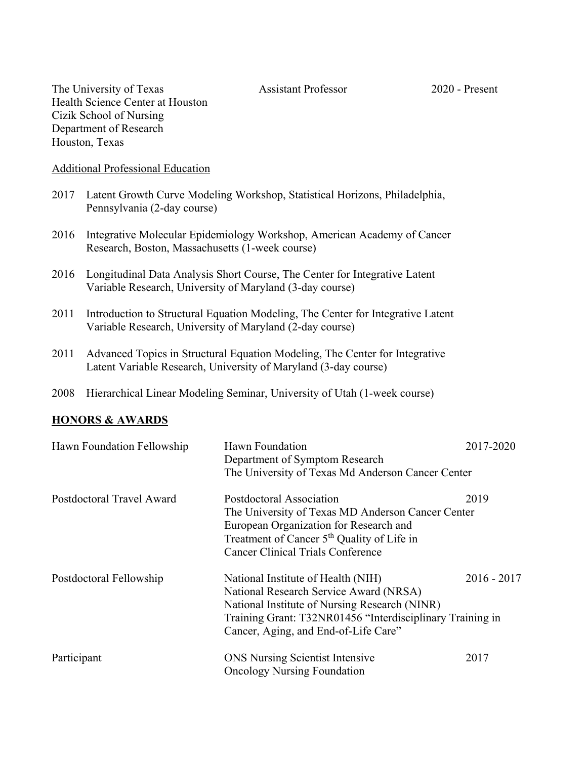| | | |
|---|---|---|
| The University of Texas<br>Health Science Center at Houston<br>Cizik School of Nursing<br>Department of Research<br>Houston, Texas | Assistant Professor | 2020 - Present |

<u>Additional Professional Education</u>

2017 Latent Growth Curve Modeling Workshop, Statistical Horizons, Philadelphia, Pennsylvania (2-day course)

2016 Integrative Molecular Epidemiology Workshop, American Academy of Cancer Research, Boston, Massachusetts (1-week course)

2016 Longitudinal Data Analysis Short Course, The Center for Integrative Latent Variable Research, University of Maryland (3-day course)

2011 Introduction to Structural Equation Modeling, The Center for Integrative Latent Variable Research, University of Maryland (2-day course)

2011 Advanced Topics in Structural Equation Modeling, The Center for Integrative Latent Variable Research, University of Maryland (3-day course)

2008 Hierarchical Linear Modeling Seminar, University of Utah (1-week course)

## HONORS & AWARDS

| | | |
|---|---|---|
| Hawn Foundation Fellowship | Hawn Foundation<br>Department of Symptom Research<br>The University of Texas Md Anderson Cancer Center | 2017-2020 |
| Postdoctoral Travel Award | Postdoctoral Association<br>The University of Texas MD Anderson Cancer Center<br>European Organization for Research and Treatment of Cancer 5th Quality of Life in Cancer Clinical Trials Conference | 2019 |
| Postdoctoral Fellowship | National Institute of Health (NIH)<br>National Research Service Award (NRSA)<br>National Institute of Nursing Research (NINR)<br>Training Grant: T32NR01456 "Interdisciplinary Training in Cancer, Aging, and End-of-Life Care" | 2016 - 2017 |
| Participant | ONS Nursing Scientist Intensive<br>Oncology Nursing Foundation | 2017 |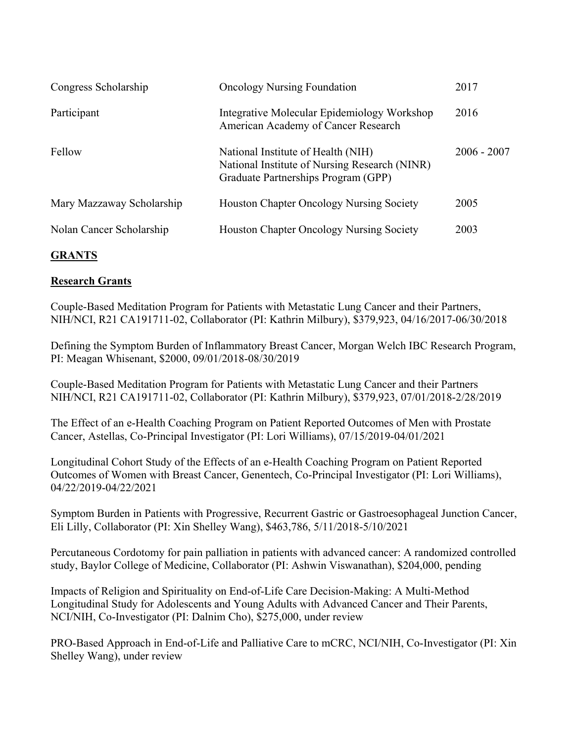| | | |
|---|---|---|
| Congress Scholarship | Oncology Nursing Foundation | 2017 |
| Participant | Integrative Molecular Epidemiology Workshop<br>American Academy of Cancer Research | 2016 |
| Fellow | National Institute of Health (NIH)<br>National Institute of Nursing Research (NINR)<br>Graduate Partnerships Program (GPP) | 2006 - 2007 |
| Mary Mazzaway Scholarship | Houston Chapter Oncology Nursing Society | 2005 |
| Nolan Cancer Scholarship | Houston Chapter Oncology Nursing Society | 2003 |

## **GRANTS**

### **Research Grants**

Couple-Based Meditation Program for Patients with Metastatic Lung Cancer and their Partners, NIH/NCI, R21 CA191711-02, Collaborator (PI: Kathrin Milbury), $379,923, 04/16/2017-06/30/2018

Defining the Symptom Burden of Inflammatory Breast Cancer, Morgan Welch IBC Research Program, PI: Meagan Whisenant, $2000, 09/01/2018-08/30/2019

Couple-Based Meditation Program for Patients with Metastatic Lung Cancer and their Partners NIH/NCI, R21 CA191711-02, Collaborator (PI: Kathrin Milbury), $379,923, 07/01/2018-2/28/2019

The Effect of an e-Health Coaching Program on Patient Reported Outcomes of Men with Prostate Cancer, Astellas, Co-Principal Investigator (PI: Lori Williams), 07/15/2019-04/01/2021

Longitudinal Cohort Study of the Effects of an e-Health Coaching Program on Patient Reported Outcomes of Women with Breast Cancer, Genentech, Co-Principal Investigator (PI: Lori Williams), 04/22/2019-04/22/2021

Symptom Burden in Patients with Progressive, Recurrent Gastric or Gastroesophageal Junction Cancer, Eli Lilly, Collaborator (PI: Xin Shelley Wang), $463,786, 5/11/2018-5/10/2021

Percutaneous Cordotomy for pain palliation in patients with advanced cancer: A randomized controlled study, Baylor College of Medicine, Collaborator (PI: Ashwin Viswanathan), $204,000, pending

Impacts of Religion and Spirituality on End-of-Life Care Decision-Making: A Multi-Method Longitudinal Study for Adolescents and Young Adults with Advanced Cancer and Their Parents, NCI/NIH, Co-Investigator (PI: Dalnim Cho), $275,000, under review

PRO-Based Approach in End-of-Life and Palliative Care to mCRC, NCI/NIH, Co-Investigator (PI: Xin Shelley Wang), under review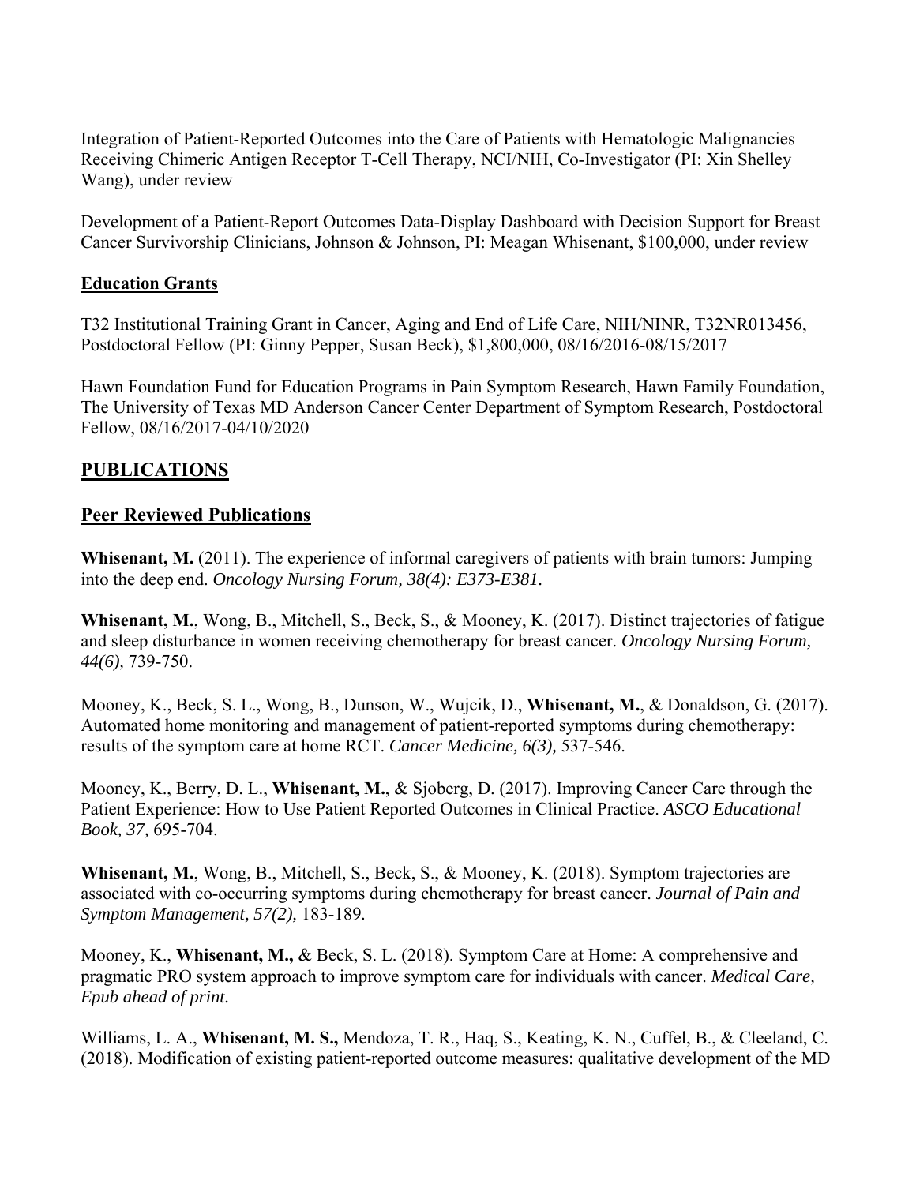Integration of Patient-Reported Outcomes into the Care of Patients with Hematologic Malignancies Receiving Chimeric Antigen Receptor T-Cell Therapy, NCI/NIH, Co-Investigator (PI: Xin Shelley Wang), under review

Development of a Patient-Report Outcomes Data-Display Dashboard with Decision Support for Breast Cancer Survivorship Clinicians, Johnson & Johnson, PI: Meagan Whisenant, $100,000, under review

### Education Grants

T32 Institutional Training Grant in Cancer, Aging and End of Life Care, NIH/NINR, T32NR013456, Postdoctoral Fellow (PI: Ginny Pepper, Susan Beck), $1,800,000, 08/16/2016-08/15/2017

Hawn Foundation Fund for Education Programs in Pain Symptom Research, Hawn Family Foundation, The University of Texas MD Anderson Cancer Center Department of Symptom Research, Postdoctoral Fellow, 08/16/2017-04/10/2020

## PUBLICATIONS

### Peer Reviewed Publications

**Whisenant, M.** (2011). The experience of informal caregivers of patients with brain tumors: Jumping into the deep end. *Oncology Nursing Forum, 38(4): E373-E381.*

**Whisenant, M.**, Wong, B., Mitchell, S., Beck, S., & Mooney, K. (2017). Distinct trajectories of fatigue and sleep disturbance in women receiving chemotherapy for breast cancer. *Oncology Nursing Forum, 44(6),* 739-750.

Mooney, K., Beck, S. L., Wong, B., Dunson, W., Wujcik, D., **Whisenant, M.**, & Donaldson, G. (2017). Automated home monitoring and management of patient-reported symptoms during chemotherapy: results of the symptom care at home RCT. *Cancer Medicine, 6(3),* 537-546.

Mooney, K., Berry, D. L., **Whisenant, M.**, & Sjoberg, D. (2017). Improving Cancer Care through the Patient Experience: How to Use Patient Reported Outcomes in Clinical Practice. *ASCO Educational Book, 37,* 695-704.

**Whisenant, M.**, Wong, B., Mitchell, S., Beck, S., & Mooney, K. (2018). Symptom trajectories are associated with co-occurring symptoms during chemotherapy for breast cancer. *Journal of Pain and Symptom Management, 57(2),* 183-189.

Mooney, K., **Whisenant, M.,** & Beck, S. L. (2018). Symptom Care at Home: A comprehensive and pragmatic PRO system approach to improve symptom care for individuals with cancer. *Medical Care, Epub ahead of print.*

Williams, L. A., **Whisenant, M. S.,** Mendoza, T. R., Haq, S., Keating, K. N., Cuffel, B., & Cleeland, C. (2018). Modification of existing patient-reported outcome measures: qualitative development of the MD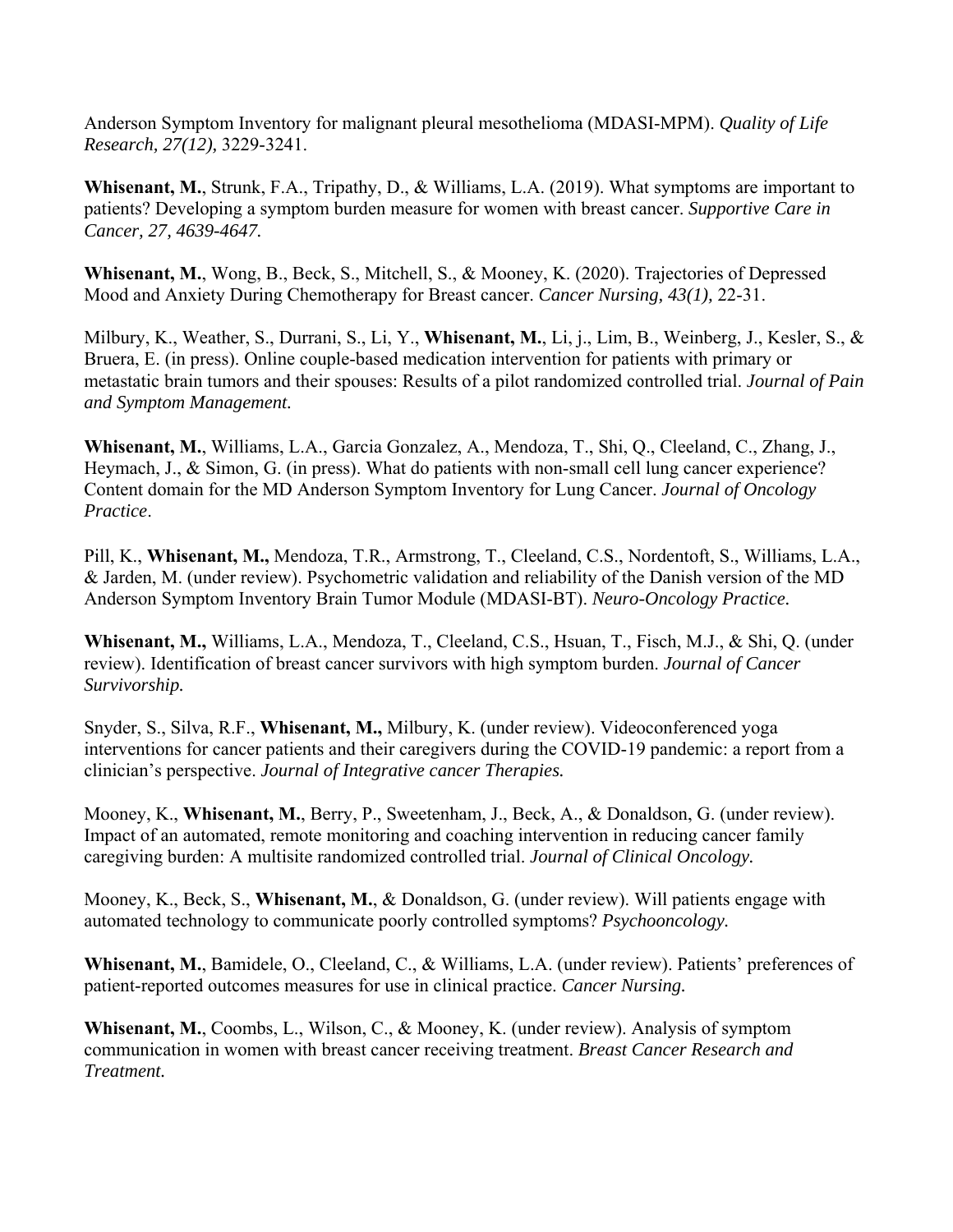Anderson Symptom Inventory for malignant pleural mesothelioma (MDASI-MPM). *Quality of Life Research, 27(12),* 3229-3241.

**Whisenant, M.**, Strunk, F.A., Tripathy, D., & Williams, L.A. (2019). What symptoms are important to patients? Developing a symptom burden measure for women with breast cancer. *Supportive Care in Cancer, 27, 4639-4647.*

**Whisenant, M.**, Wong, B., Beck, S., Mitchell, S., & Mooney, K. (2020). Trajectories of Depressed Mood and Anxiety During Chemotherapy for Breast cancer. *Cancer Nursing, 43(1),* 22-31.

Milbury, K., Weather, S., Durrani, S., Li, Y., **Whisenant, M.**, Li, j., Lim, B., Weinberg, J., Kesler, S., & Bruera, E. (in press). Online couple-based medication intervention for patients with primary or metastatic brain tumors and their spouses: Results of a pilot randomized controlled trial. *Journal of Pain and Symptom Management.*

**Whisenant, M.**, Williams, L.A., Garcia Gonzalez, A., Mendoza, T., Shi, Q., Cleeland, C., Zhang, J., Heymach, J., & Simon, G. (in press). What do patients with non-small cell lung cancer experience? Content domain for the MD Anderson Symptom Inventory for Lung Cancer. *Journal of Oncology Practice*.

Pill, K., **Whisenant, M.,** Mendoza, T.R., Armstrong, T., Cleeland, C.S., Nordentoft, S., Williams, L.A., & Jarden, M. (under review). Psychometric validation and reliability of the Danish version of the MD Anderson Symptom Inventory Brain Tumor Module (MDASI-BT). *Neuro-Oncology Practice.*

**Whisenant, M.,** Williams, L.A., Mendoza, T., Cleeland, C.S., Hsuan, T., Fisch, M.J., & Shi, Q. (under review). Identification of breast cancer survivors with high symptom burden. *Journal of Cancer Survivorship.*

Snyder, S., Silva, R.F., **Whisenant, M.,** Milbury, K. (under review). Videoconferenced yoga interventions for cancer patients and their caregivers during the COVID-19 pandemic: a report from a clinician's perspective. *Journal of Integrative cancer Therapies.*

Mooney, K., **Whisenant, M.**, Berry, P., Sweetenham, J., Beck, A., & Donaldson, G. (under review). Impact of an automated, remote monitoring and coaching intervention in reducing cancer family caregiving burden: A multisite randomized controlled trial. *Journal of Clinical Oncology.*

Mooney, K., Beck, S., **Whisenant, M.**, & Donaldson, G. (under review). Will patients engage with automated technology to communicate poorly controlled symptoms? *Psychooncology.*

**Whisenant, M.**, Bamidele, O., Cleeland, C., & Williams, L.A. (under review). Patients' preferences of patient-reported outcomes measures for use in clinical practice. *Cancer Nursing.*

**Whisenant, M.**, Coombs, L., Wilson, C., & Mooney, K. (under review). Analysis of symptom communication in women with breast cancer receiving treatment. *Breast Cancer Research and Treatment.*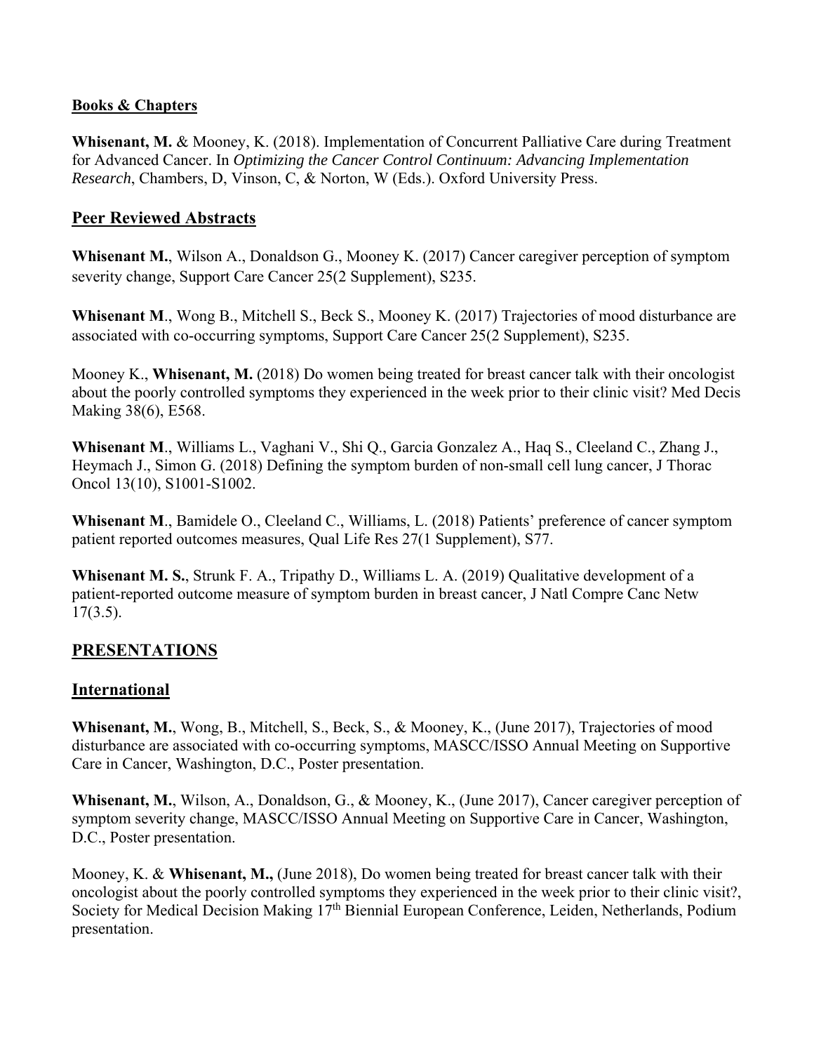**Books & Chapters**

**Whisenant, M.** & Mooney, K. (2018). Implementation of Concurrent Palliative Care during Treatment for Advanced Cancer. In *Optimizing the Cancer Control Continuum: Advancing Implementation Research*, Chambers, D, Vinson, C, & Norton, W (Eds.). Oxford University Press.

## Peer Reviewed Abstracts

**Whisenant M.**, Wilson A., Donaldson G., Mooney K. (2017) Cancer caregiver perception of symptom severity change, Support Care Cancer 25(2 Supplement), S235.

**Whisenant M**., Wong B., Mitchell S., Beck S., Mooney K. (2017) Trajectories of mood disturbance are associated with co-occurring symptoms, Support Care Cancer 25(2 Supplement), S235.

Mooney K., **Whisenant, M.** (2018) Do women being treated for breast cancer talk with their oncologist about the poorly controlled symptoms they experienced in the week prior to their clinic visit? Med Decis Making 38(6), E568.

**Whisenant M**., Williams L., Vaghani V., Shi Q., Garcia Gonzalez A., Haq S., Cleeland C., Zhang J., Heymach J., Simon G. (2018) Defining the symptom burden of non-small cell lung cancer, J Thorac Oncol 13(10), S1001-S1002.

**Whisenant M**., Bamidele O., Cleeland C., Williams, L. (2018) Patients' preference of cancer symptom patient reported outcomes measures, Qual Life Res 27(1 Supplement), S77.

**Whisenant M. S.**, Strunk F. A., Tripathy D., Williams L. A. (2019) Qualitative development of a patient-reported outcome measure of symptom burden in breast cancer, J Natl Compre Canc Netw 17(3.5).

## PRESENTATIONS

## International

**Whisenant, M.**, Wong, B., Mitchell, S., Beck, S., & Mooney, K., (June 2017), Trajectories of mood disturbance are associated with co-occurring symptoms, MASCC/ISSO Annual Meeting on Supportive Care in Cancer, Washington, D.C., Poster presentation.

**Whisenant, M.**, Wilson, A., Donaldson, G., & Mooney, K., (June 2017), Cancer caregiver perception of symptom severity change, MASCC/ISSO Annual Meeting on Supportive Care in Cancer, Washington, D.C., Poster presentation.

Mooney, K. & **Whisenant, M.,** (June 2018), Do women being treated for breast cancer talk with their oncologist about the poorly controlled symptoms they experienced in the week prior to their clinic visit?, Society for Medical Decision Making 17th Biennial European Conference, Leiden, Netherlands, Podium presentation.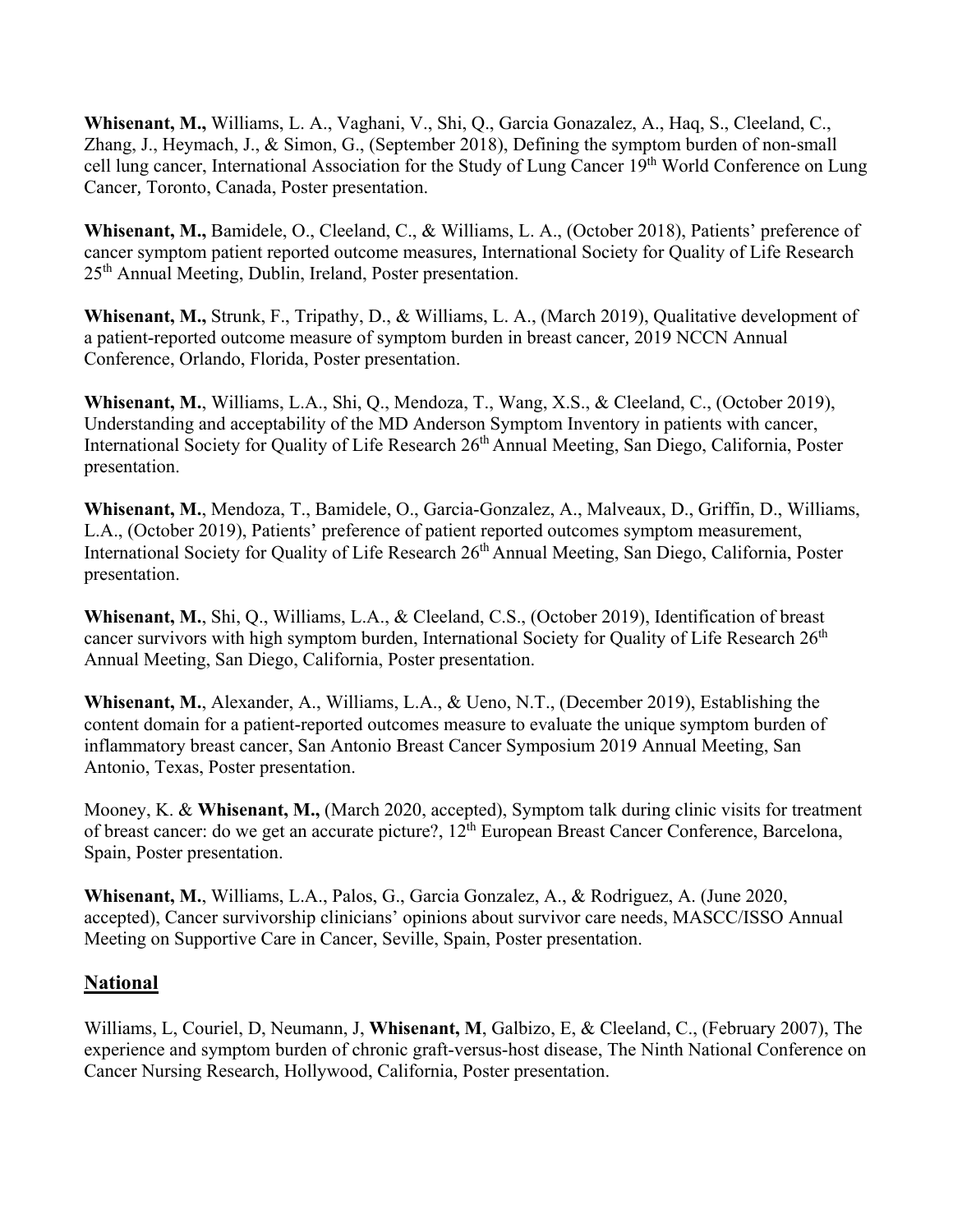**Whisenant, M.,** Williams, L. A., Vaghani, V., Shi, Q., Garcia Gonazalez, A., Haq, S., Cleeland, C., Zhang, J., Heymach, J., & Simon, G., (September 2018), Defining the symptom burden of non-small cell lung cancer, International Association for the Study of Lung Cancer 19th World Conference on Lung Cancer, Toronto, Canada, Poster presentation.

**Whisenant, M.,** Bamidele, O., Cleeland, C., & Williams, L. A., (October 2018), Patients' preference of cancer symptom patient reported outcome measures, International Society for Quality of Life Research 25th Annual Meeting, Dublin, Ireland, Poster presentation.

**Whisenant, M.,** Strunk, F., Tripathy, D., & Williams, L. A., (March 2019), Qualitative development of a patient-reported outcome measure of symptom burden in breast cancer, 2019 NCCN Annual Conference, Orlando, Florida, Poster presentation.

**Whisenant, M.**, Williams, L.A., Shi, Q., Mendoza, T., Wang, X.S., & Cleeland, C., (October 2019), Understanding and acceptability of the MD Anderson Symptom Inventory in patients with cancer, International Society for Quality of Life Research 26th Annual Meeting, San Diego, California, Poster presentation.

**Whisenant, M.**, Mendoza, T., Bamidele, O., Garcia-Gonzalez, A., Malveaux, D., Griffin, D., Williams, L.A., (October 2019), Patients' preference of patient reported outcomes symptom measurement, International Society for Quality of Life Research 26th Annual Meeting, San Diego, California, Poster presentation.

**Whisenant, M.**, Shi, Q., Williams, L.A., & Cleeland, C.S., (October 2019), Identification of breast cancer survivors with high symptom burden, International Society for Quality of Life Research 26th Annual Meeting, San Diego, California, Poster presentation.

**Whisenant, M.**, Alexander, A., Williams, L.A., & Ueno, N.T., (December 2019), Establishing the content domain for a patient-reported outcomes measure to evaluate the unique symptom burden of inflammatory breast cancer, San Antonio Breast Cancer Symposium 2019 Annual Meeting, San Antonio, Texas, Poster presentation.

Mooney, K. & **Whisenant, M.,** (March 2020, accepted), Symptom talk during clinic visits for treatment of breast cancer: do we get an accurate picture?, 12th European Breast Cancer Conference, Barcelona, Spain, Poster presentation.

**Whisenant, M.**, Williams, L.A., Palos, G., Garcia Gonzalez, A., & Rodriguez, A. (June 2020, accepted), Cancer survivorship clinicians' opinions about survivor care needs, MASCC/ISSO Annual Meeting on Supportive Care in Cancer, Seville, Spain, Poster presentation.

## National

Williams, L, Couriel, D, Neumann, J, **Whisenant, M**, Galbizo, E, & Cleeland, C., (February 2007), The experience and symptom burden of chronic graft-versus-host disease, The Ninth National Conference on Cancer Nursing Research, Hollywood, California, Poster presentation.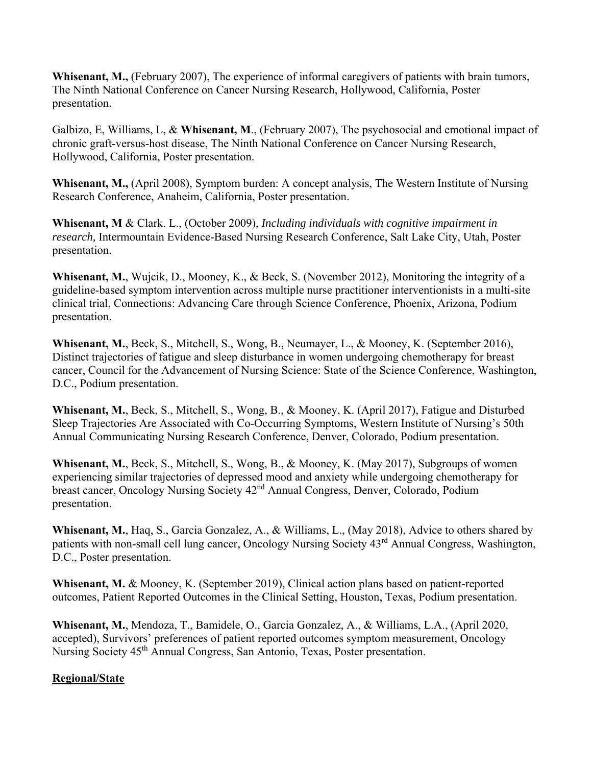**Whisenant, M.,** (February 2007), The experience of informal caregivers of patients with brain tumors, The Ninth National Conference on Cancer Nursing Research, Hollywood, California, Poster presentation.

Galbizo, E, Williams, L, & **Whisenant, M**., (February 2007), The psychosocial and emotional impact of chronic graft-versus-host disease, The Ninth National Conference on Cancer Nursing Research, Hollywood, California, Poster presentation.

**Whisenant, M.,** (April 2008), Symptom burden: A concept analysis, The Western Institute of Nursing Research Conference, Anaheim, California, Poster presentation.

**Whisenant, M** & Clark. L., (October 2009), *Including individuals with cognitive impairment in research,* Intermountain Evidence-Based Nursing Research Conference, Salt Lake City, Utah, Poster presentation.

**Whisenant, M.**, Wujcik, D., Mooney, K., & Beck, S. (November 2012), Monitoring the integrity of a guideline-based symptom intervention across multiple nurse practitioner interventionists in a multi-site clinical trial, Connections: Advancing Care through Science Conference, Phoenix, Arizona, Podium presentation.

**Whisenant, M.**, Beck, S., Mitchell, S., Wong, B., Neumayer, L., & Mooney, K. (September 2016), Distinct trajectories of fatigue and sleep disturbance in women undergoing chemotherapy for breast cancer, Council for the Advancement of Nursing Science: State of the Science Conference, Washington, D.C., Podium presentation.

**Whisenant, M.**, Beck, S., Mitchell, S., Wong, B., & Mooney, K. (April 2017), Fatigue and Disturbed Sleep Trajectories Are Associated with Co-Occurring Symptoms, Western Institute of Nursing's 50th Annual Communicating Nursing Research Conference, Denver, Colorado, Podium presentation.

**Whisenant, M.**, Beck, S., Mitchell, S., Wong, B., & Mooney, K. (May 2017), Subgroups of women experiencing similar trajectories of depressed mood and anxiety while undergoing chemotherapy for breast cancer, Oncology Nursing Society 42nd Annual Congress, Denver, Colorado, Podium presentation.

**Whisenant, M.**, Haq, S., Garcia Gonzalez, A., & Williams, L., (May 2018), Advice to others shared by patients with non-small cell lung cancer, Oncology Nursing Society 43rd Annual Congress, Washington, D.C., Poster presentation.

**Whisenant, M.** & Mooney, K. (September 2019), Clinical action plans based on patient-reported outcomes, Patient Reported Outcomes in the Clinical Setting, Houston, Texas, Podium presentation.

**Whisenant, M.**, Mendoza, T., Bamidele, O., Garcia Gonzalez, A., & Williams, L.A., (April 2020, accepted), Survivors' preferences of patient reported outcomes symptom measurement, Oncology Nursing Society 45th Annual Congress, San Antonio, Texas, Poster presentation.

**Regional/State**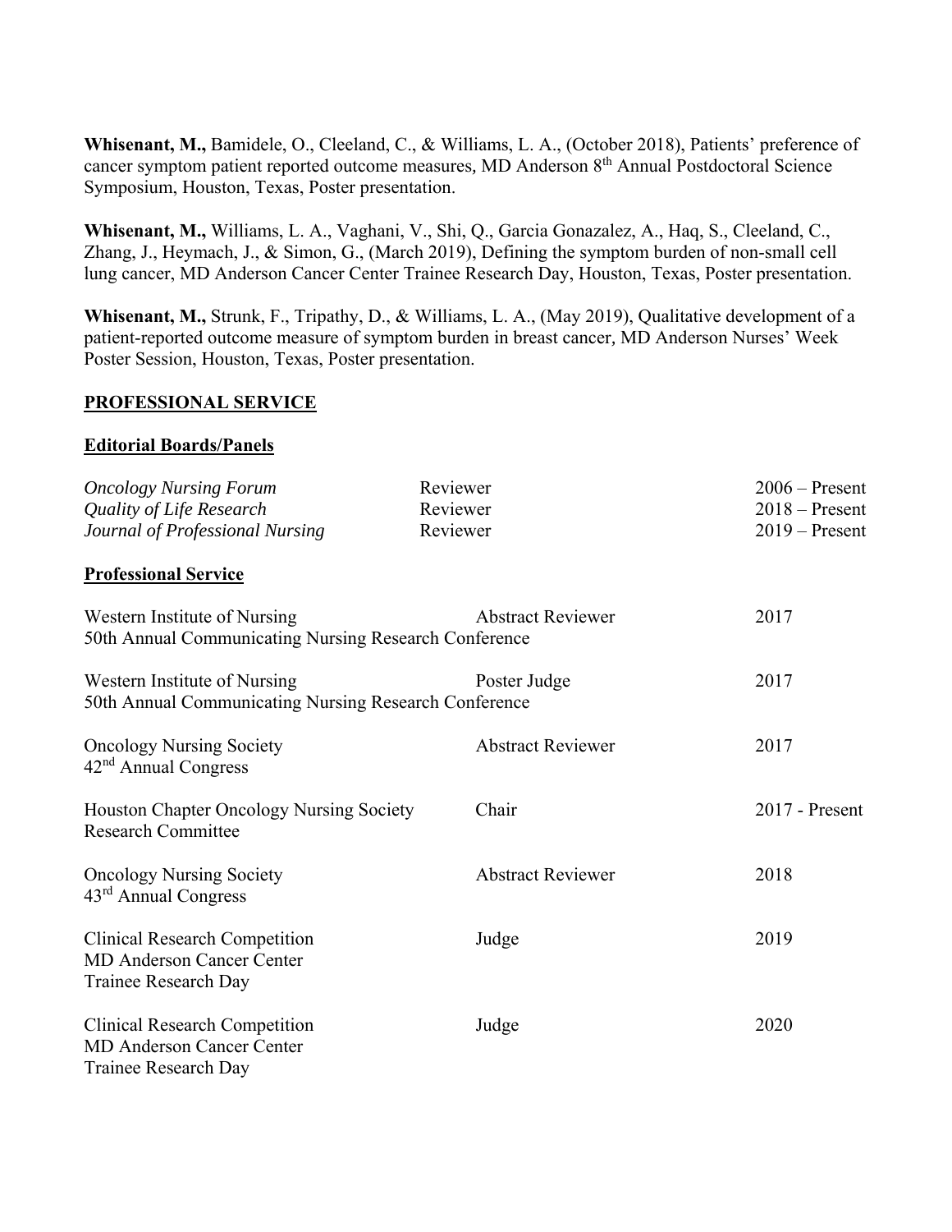**Whisenant, M.,** Bamidele, O., Cleeland, C., & Williams, L. A., (October 2018), Patients' preference of cancer symptom patient reported outcome measures, MD Anderson 8th Annual Postdoctoral Science Symposium, Houston, Texas, Poster presentation.

**Whisenant, M.,** Williams, L. A., Vaghani, V., Shi, Q., Garcia Gonazalez, A., Haq, S., Cleeland, C., Zhang, J., Heymach, J., & Simon, G., (March 2019), Defining the symptom burden of non-small cell lung cancer, MD Anderson Cancer Center Trainee Research Day, Houston, Texas, Poster presentation.

**Whisenant, M.,** Strunk, F., Tripathy, D., & Williams, L. A., (May 2019), Qualitative development of a patient-reported outcome measure of symptom burden in breast cancer, MD Anderson Nurses' Week Poster Session, Houston, Texas, Poster presentation.

## PROFESSIONAL SERVICE

### Editorial Boards/Panels

| | | |
|---|---|---|
| *Oncology Nursing Forum* | Reviewer | 2006 – Present |
| *Quality of Life Research* | Reviewer | 2018 – Present |
| *Journal of Professional Nursing* | Reviewer | 2019 – Present |

### Professional Service

| | | |
|---|---|---|
| Western Institute of Nursing<br>50th Annual Communicating Nursing Research Conference | Abstract Reviewer | 2017 |
| Western Institute of Nursing<br>50th Annual Communicating Nursing Research Conference | Poster Judge | 2017 |
| Oncology Nursing Society<br>42nd Annual Congress | Abstract Reviewer | 2017 |
| Houston Chapter Oncology Nursing Society<br>Research Committee | Chair | 2017 - Present |
| Oncology Nursing Society<br>43rd Annual Congress | Abstract Reviewer | 2018 |
| Clinical Research Competition<br>MD Anderson Cancer Center<br>Trainee Research Day | Judge | 2019 |
| Clinical Research Competition<br>MD Anderson Cancer Center<br>Trainee Research Day | Judge | 2020 |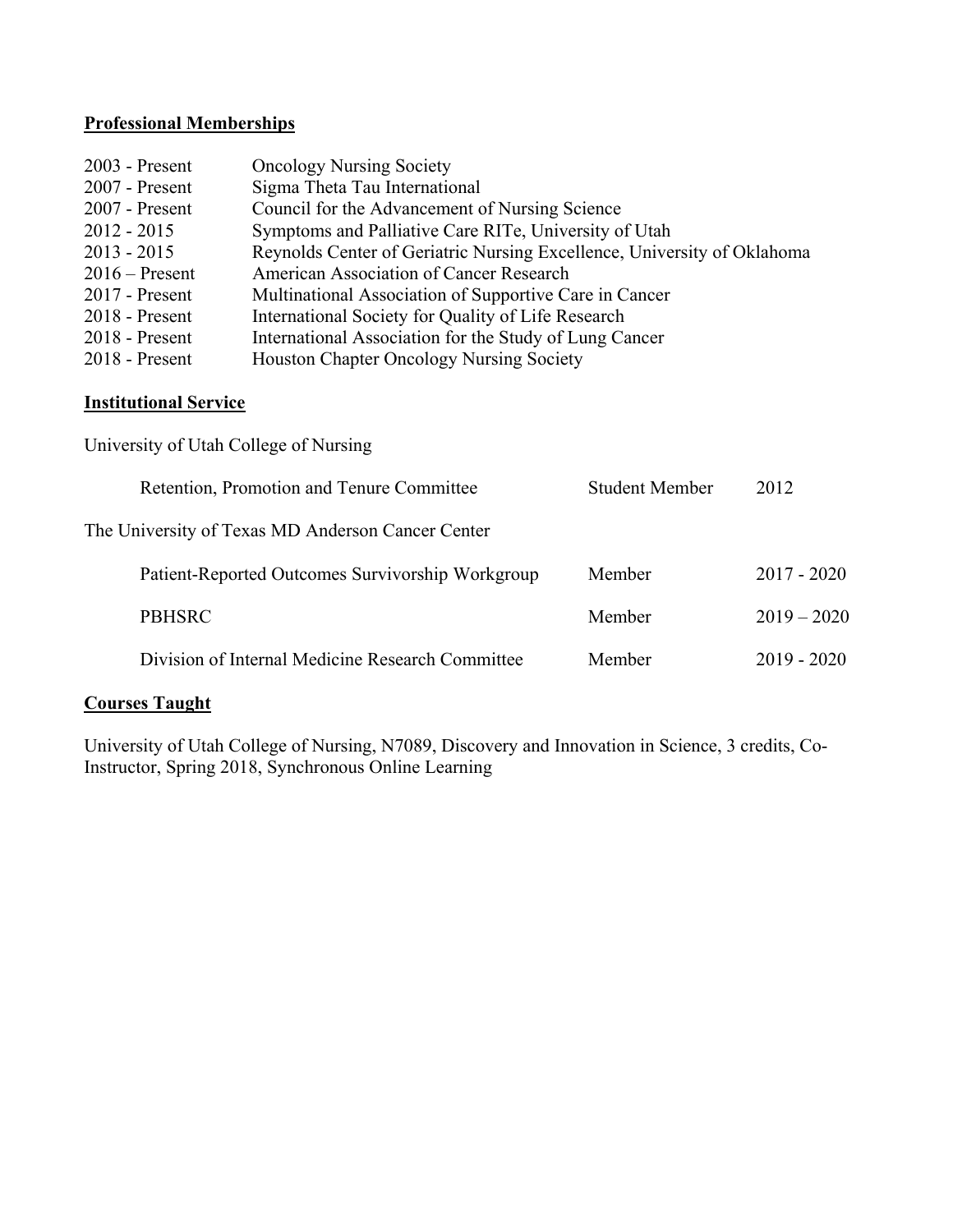## Professional Memberships

| | |
|---|---|
| 2003 - Present | Oncology Nursing Society |
| 2007 - Present | Sigma Theta Tau International |
| 2007 - Present | Council for the Advancement of Nursing Science |
| 2012 - 2015 | Symptoms and Palliative Care RITe, University of Utah |
| 2013 - 2015 | Reynolds Center of Geriatric Nursing Excellence, University of Oklahoma |
| 2016 – Present | American Association of Cancer Research |
| 2017 - Present | Multinational Association of Supportive Care in Cancer |
| 2018 - Present | International Society for Quality of Life Research |
| 2018 - Present | International Association for the Study of Lung Cancer |
| 2018 - Present | Houston Chapter Oncology Nursing Society |

## Institutional Service

University of Utah College of Nursing

| | | |
|---|---|---|
| Retention, Promotion and Tenure Committee | Student Member | 2012 |

The University of Texas MD Anderson Cancer Center

| | | |
|---|---|---|
| Patient-Reported Outcomes Survivorship Workgroup | Member | 2017 - 2020 |
| PBHSRC | Member | 2019 – 2020 |
| Division of Internal Medicine Research Committee | Member | 2019 - 2020 |

## Courses Taught

University of Utah College of Nursing, N7089, Discovery and Innovation in Science, 3 credits, Co-Instructor, Spring 2018, Synchronous Online Learning